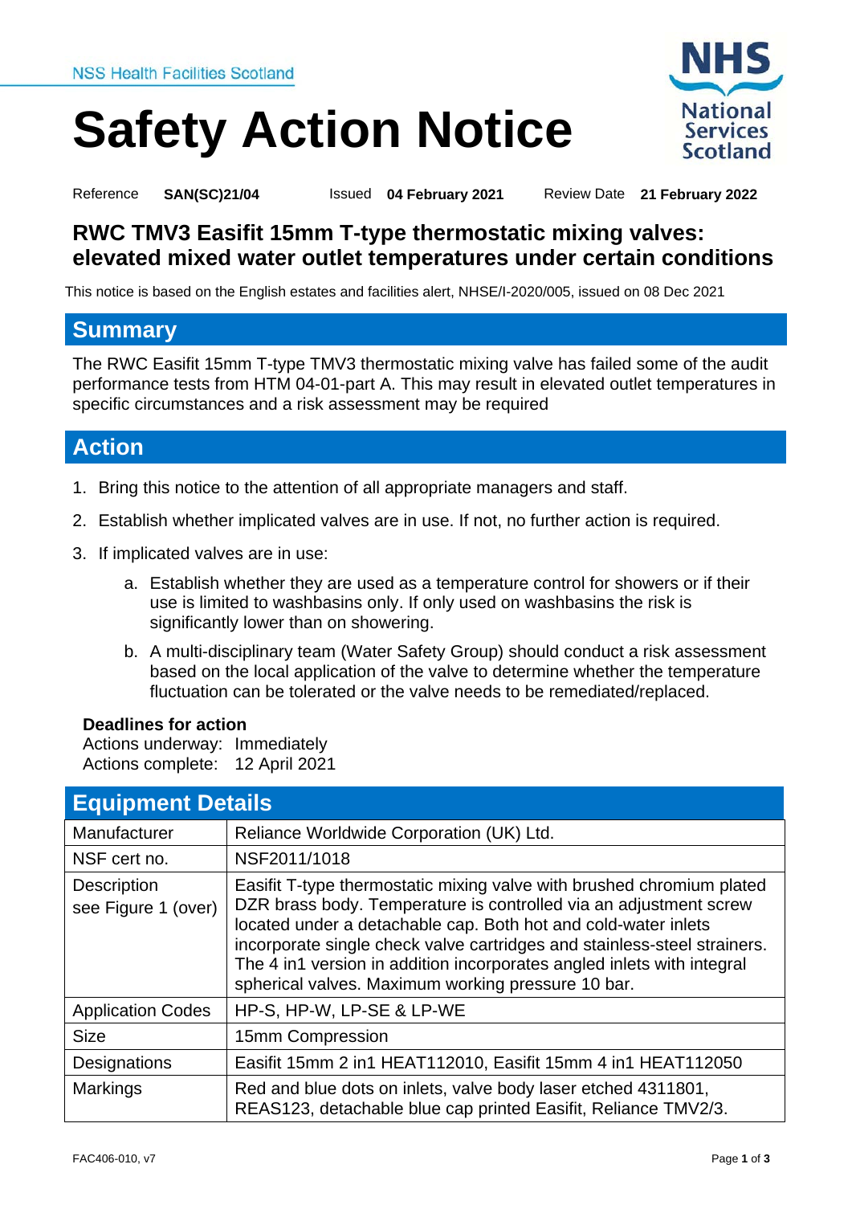NSS Health Facilities Scotland

# Safety Action Notice

Reference **SAN(SC)21/04** Issued **04 February 2021** Review Date **21 February 2022**

## RWC TMV3 Easifit 15mm T-type thermostatic mixing valves: elevated mixed water outlet temperatures under certain conditions

This notice is based on the English estates and facilities alert, NHSE/I-2020/005, issued on 08 Dec 2021

## Summary

The RWC Easifit 15mm T-type TMV3 thermostatic mixing valve has failed some of the audit performance tests from HTM 04-01-part A. This may result in elevated outlet temperatures in specific circumstances and a risk assessment may be required

## Action

1. Bring this notice to the attention of all appropriate managers and staff.
2. Establish whether implicated valves are in use. If not, no further action is required.
3. If implicated valves are in use:
   a. Establish whether they are used as a temperature control for showers or if their use is limited to washbasins only. If only used on washbasins the risk is significantly lower than on showering.
   b. A multi-disciplinary team (Water Safety Group) should conduct a risk assessment based on the local application of the valve to determine whether the temperature fluctuation can be tolerated or the valve needs to be remediated/replaced.

**Deadlines for action**
Actions underway: Immediately
Actions complete: 12 April 2021

## Equipment Details

| | |
|---|---|
| Manufacturer | Reliance Worldwide Corporation (UK) Ltd. |
| NSF cert no. | NSF2011/1018 |
| Description see Figure 1 (over) | Easifit T-type thermostatic mixing valve with brushed chromium plated DZR brass body. Temperature is controlled via an adjustment screw located under a detachable cap. Both hot and cold-water inlets incorporate single check valve cartridges and stainless-steel strainers. The 4 in1 version in addition incorporates angled inlets with integral spherical valves. Maximum working pressure 10 bar. |
| Application Codes | HP-S, HP-W, LP-SE & LP-WE |
| Size | 15mm Compression |
| Designations | Easifit 15mm 2 in1 HEAT112010, Easifit 15mm 4 in1 HEAT112050 |
| Markings | Red and blue dots on inlets, valve body laser etched 4311801, REAS123, detachable blue cap printed Easifit, Reliance TMV2/3. |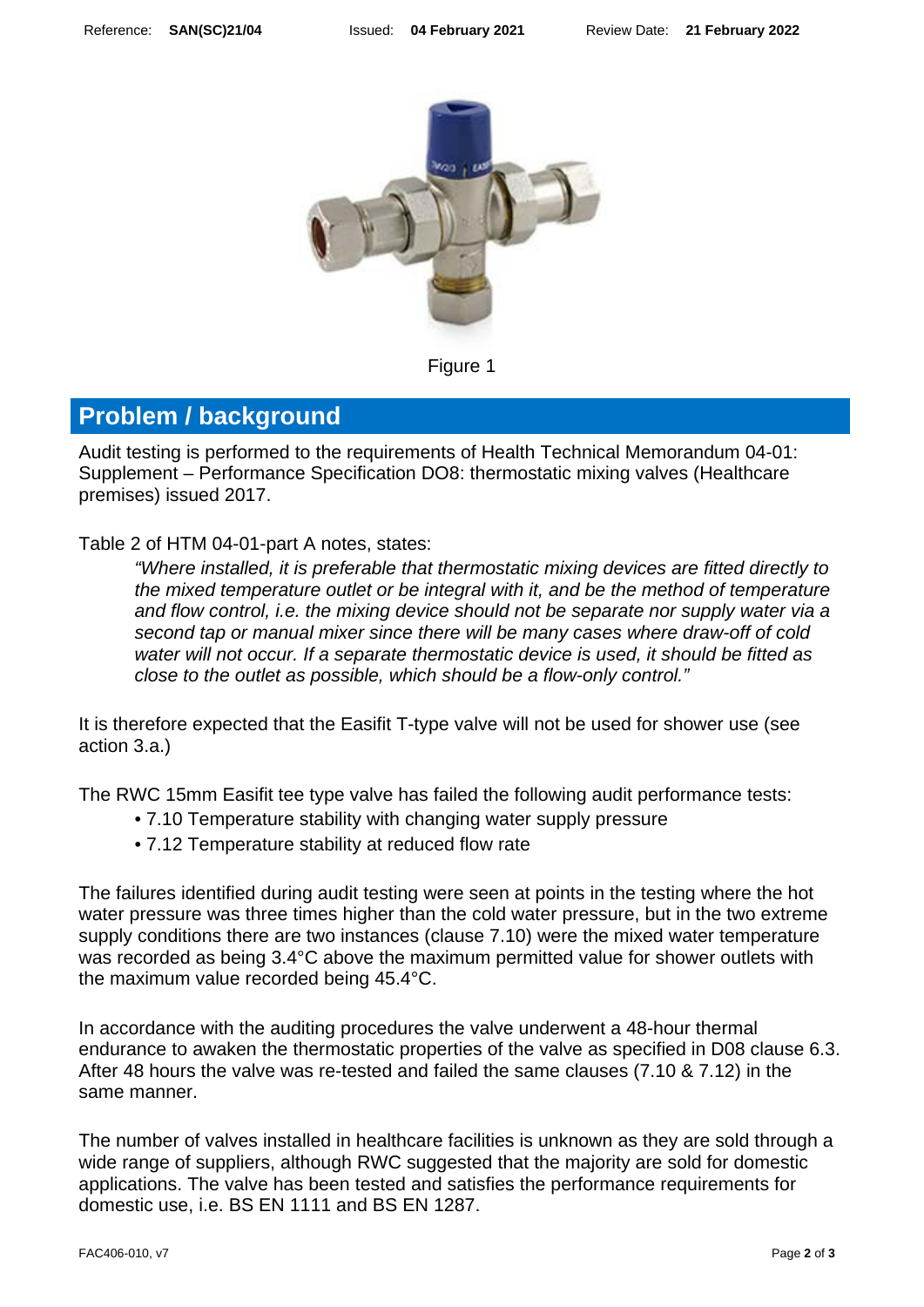Figure 1

## Problem / background

Audit testing is performed to the requirements of Health Technical Memorandum 04-01: Supplement – Performance Specification DO8: thermostatic mixing valves (Healthcare premises) issued 2017.

Table 2 of HTM 04-01-part A notes, states:

> *"Where installed, it is preferable that thermostatic mixing devices are fitted directly to the mixed temperature outlet or be integral with it, and be the method of temperature and flow control, i.e. the mixing device should not be separate nor supply water via a second tap or manual mixer since there will be many cases where draw-off of cold water will not occur. If a separate thermostatic device is used, it should be fitted as close to the outlet as possible, which should be a flow-only control."*

It is therefore expected that the Easifit T-type valve will not be used for shower use (see action 3.a.)

The RWC 15mm Easifit tee type valve has failed the following audit performance tests:

- 7.10 Temperature stability with changing water supply pressure
- 7.12 Temperature stability at reduced flow rate

The failures identified during audit testing were seen at points in the testing where the hot water pressure was three times higher than the cold water pressure, but in the two extreme supply conditions there are two instances (clause 7.10) were the mixed water temperature was recorded as being 3.4°C above the maximum permitted value for shower outlets with the maximum value recorded being 45.4°C.

In accordance with the auditing procedures the valve underwent a 48-hour thermal endurance to awaken the thermostatic properties of the valve as specified in D08 clause 6.3. After 48 hours the valve was re-tested and failed the same clauses (7.10 & 7.12) in the same manner.

The number of valves installed in healthcare facilities is unknown as they are sold through a wide range of suppliers, although RWC suggested that the majority are sold for domestic applications. The valve has been tested and satisfies the performance requirements for domestic use, i.e. BS EN 1111 and BS EN 1287.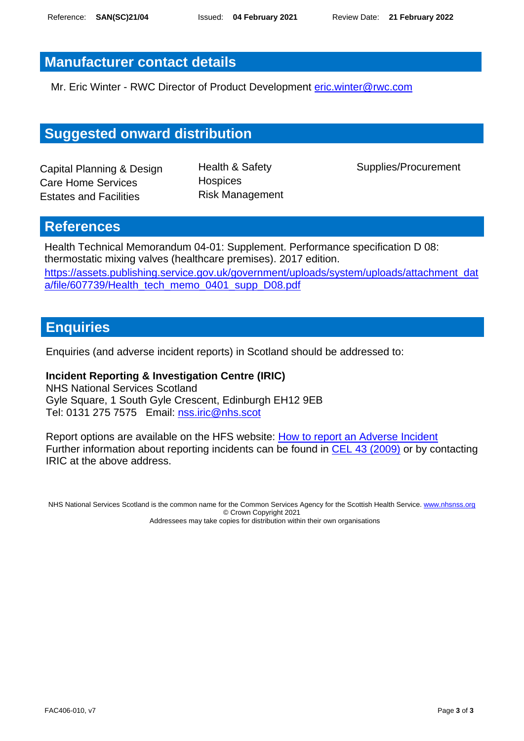## Manufacturer contact details

Mr. Eric Winter - RWC Director of Product Development eric.winter@rwc.com

## Suggested onward distribution

Capital Planning & Design
Care Home Services
Estates and Facilities
Health & Safety
Hospices
Risk Management
Supplies/Procurement

## References

Health Technical Memorandum 04-01: Supplement. Performance specification D 08: thermostatic mixing valves (healthcare premises). 2017 edition.
https://assets.publishing.service.gov.uk/government/uploads/system/uploads/attachment_data/file/607739/Health_tech_memo_0401_supp_D08.pdf

## Enquiries

Enquiries (and adverse incident reports) in Scotland should be addressed to:

**Incident Reporting & Investigation Centre (IRIC)**
NHS National Services Scotland
Gyle Square, 1 South Gyle Crescent, Edinburgh EH12 9EB
Tel: 0131 275 7575   Email: nss.iric@nhs.scot

Report options are available on the HFS website: How to report an Adverse Incident
Further information about reporting incidents can be found in CEL 43 (2009) or by contacting IRIC at the above address.

NHS National Services Scotland is the common name for the Common Services Agency for the Scottish Health Service. www.nhsnss.org
© Crown Copyright 2021
Addressees may take copies for distribution within their own organisations